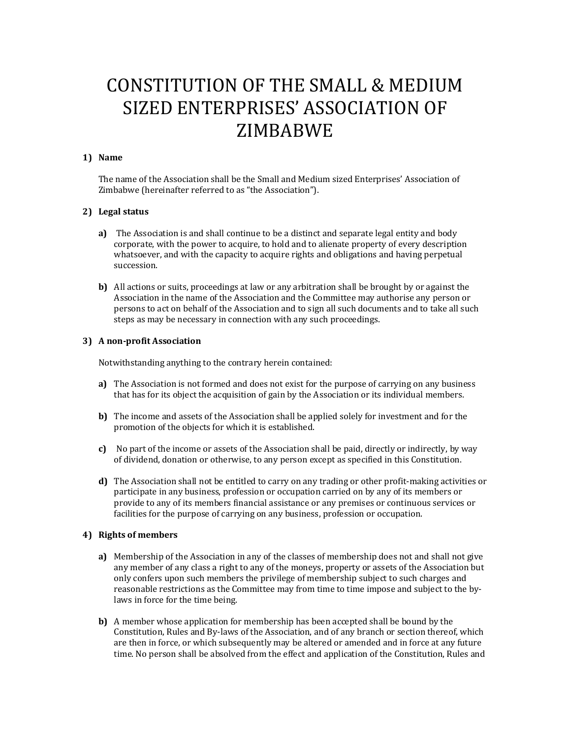# CONSTITUTION OF THE SMALL & MEDIUM SIZED ENTERPRISES' ASSOCIATION OF ZIMBABWE

## 1) Name

The name of the Association shall be the Small and Medium sized Enterprises' Association of Zimbabwe (hereinafter referred to as "the Association").

## 2) Legal status

**a)** The Association is and shall continue to be a distinct and separate legal entity and body corporate, with the power to acquire, to hold and to alienate property of every description whatsoever, and with the capacity to acquire rights and obligations and having perpetual succession.

**b)** All actions or suits, proceedings at law or any arbitration shall be brought by or against the Association in the name of the Association and the Committee may authorise any person or persons to act on behalf of the Association and to sign all such documents and to take all such steps as may be necessary in connection with any such proceedings.

## 3) A non-profit Association

Notwithstanding anything to the contrary herein contained:

**a)** The Association is not formed and does not exist for the purpose of carrying on any business that has for its object the acquisition of gain by the Association or its individual members.

**b)** The income and assets of the Association shall be applied solely for investment and for the promotion of the objects for which it is established.

**c)** No part of the income or assets of the Association shall be paid, directly or indirectly, by way of dividend, donation or otherwise, to any person except as specified in this Constitution.

**d)** The Association shall not be entitled to carry on any trading or other profit-making activities or participate in any business, profession or occupation carried on by any of its members or provide to any of its members financial assistance or any premises or continuous services or facilities for the purpose of carrying on any business, profession or occupation.

## 4) Rights of members

**a)** Membership of the Association in any of the classes of membership does not and shall not give any member of any class a right to any of the moneys, property or assets of the Association but only confers upon such members the privilege of membership subject to such charges and reasonable restrictions as the Committee may from time to time impose and subject to the by-laws in force for the time being.

**b)** A member whose application for membership has been accepted shall be bound by the Constitution, Rules and By-laws of the Association, and of any branch or section thereof, which are then in force, or which subsequently may be altered or amended and in force at any future time. No person shall be absolved from the effect and application of the Constitution, Rules and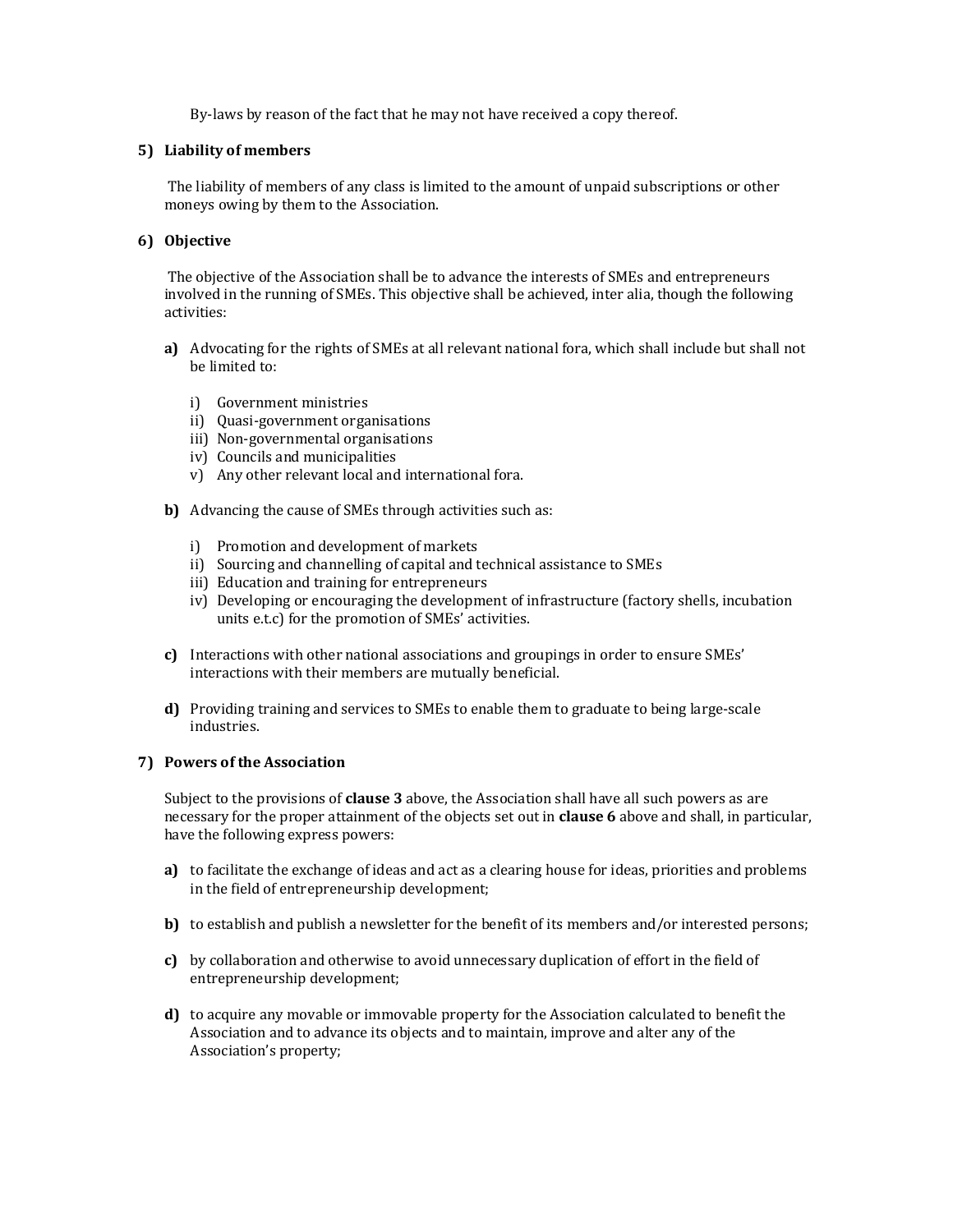By-laws by reason of the fact that he may not have received a copy thereof.

**5) Liability of members**

The liability of members of any class is limited to the amount of unpaid subscriptions or other moneys owing by them to the Association.

**6) Objective**

The objective of the Association shall be to advance the interests of SMEs and entrepreneurs involved in the running of SMEs. This objective shall be achieved, inter alia, though the following activities:

**a)** Advocating for the rights of SMEs at all relevant national fora, which shall include but shall not be limited to:

   i) Government ministries
   ii) Quasi-government organisations
   iii) Non-governmental organisations
   iv) Councils and municipalities
   v) Any other relevant local and international fora.

**b)** Advancing the cause of SMEs through activities such as:

   i) Promotion and development of markets
   ii) Sourcing and channelling of capital and technical assistance to SMEs
   iii) Education and training for entrepreneurs
   iv) Developing or encouraging the development of infrastructure (factory shells, incubation units e.t.c) for the promotion of SMEs' activities.

**c)** Interactions with other national associations and groupings in order to ensure SMEs' interactions with their members are mutually beneficial.

**d)** Providing training and services to SMEs to enable them to graduate to being large-scale industries.

**7) Powers of the Association**

Subject to the provisions of **clause 3** above, the Association shall have all such powers as are necessary for the proper attainment of the objects set out in **clause 6** above and shall, in particular, have the following express powers:

**a)** to facilitate the exchange of ideas and act as a clearing house for ideas, priorities and problems in the field of entrepreneurship development;

**b)** to establish and publish a newsletter for the benefit of its members and/or interested persons;

**c)** by collaboration and otherwise to avoid unnecessary duplication of effort in the field of entrepreneurship development;

**d)** to acquire any movable or immovable property for the Association calculated to benefit the Association and to advance its objects and to maintain, improve and alter any of the Association's property;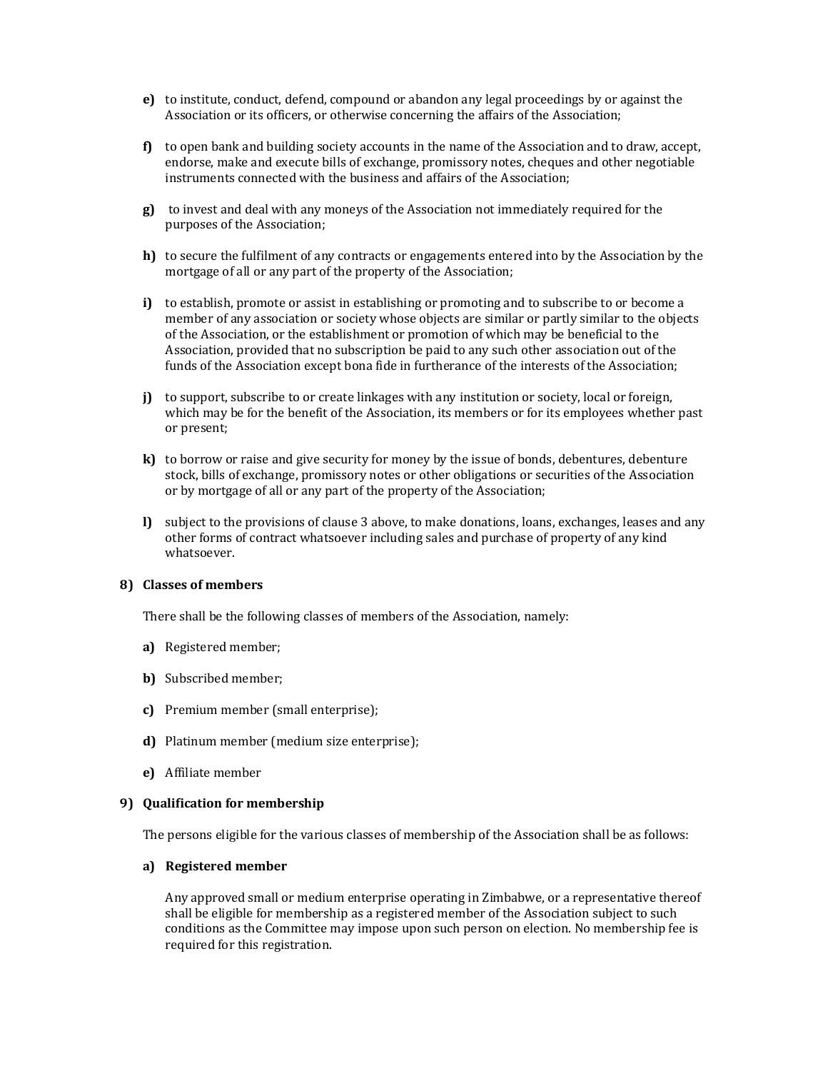**e)** to institute, conduct, defend, compound or abandon any legal proceedings by or against the Association or its officers, or otherwise concerning the affairs of the Association;

**f)** to open bank and building society accounts in the name of the Association and to draw, accept, endorse, make and execute bills of exchange, promissory notes, cheques and other negotiable instruments connected with the business and affairs of the Association;

**g)** to invest and deal with any moneys of the Association not immediately required for the purposes of the Association;

**h)** to secure the fulfilment of any contracts or engagements entered into by the Association by the mortgage of all or any part of the property of the Association;

**i)** to establish, promote or assist in establishing or promoting and to subscribe to or become a member of any association or society whose objects are similar or partly similar to the objects of the Association, or the establishment or promotion of which may be beneficial to the Association, provided that no subscription be paid to any such other association out of the funds of the Association except bona fide in furtherance of the interests of the Association;

**j)** to support, subscribe to or create linkages with any institution or society, local or foreign, which may be for the benefit of the Association, its members or for its employees whether past or present;

**k)** to borrow or raise and give security for money by the issue of bonds, debentures, debenture stock, bills of exchange, promissory notes or other obligations or securities of the Association or by mortgage of all or any part of the property of the Association;

**l)** subject to the provisions of clause 3 above, to make donations, loans, exchanges, leases and any other forms of contract whatsoever including sales and purchase of property of any kind whatsoever.

**8) Classes of members**

There shall be the following classes of members of the Association, namely:

**a)** Registered member;

**b)** Subscribed member;

**c)** Premium member (small enterprise);

**d)** Platinum member (medium size enterprise);

**e)** Affiliate member

**9) Qualification for membership**

The persons eligible for the various classes of membership of the Association shall be as follows:

**a) Registered member**

Any approved small or medium enterprise operating in Zimbabwe, or a representative thereof shall be eligible for membership as a registered member of the Association subject to such conditions as the Committee may impose upon such person on election. No membership fee is required for this registration.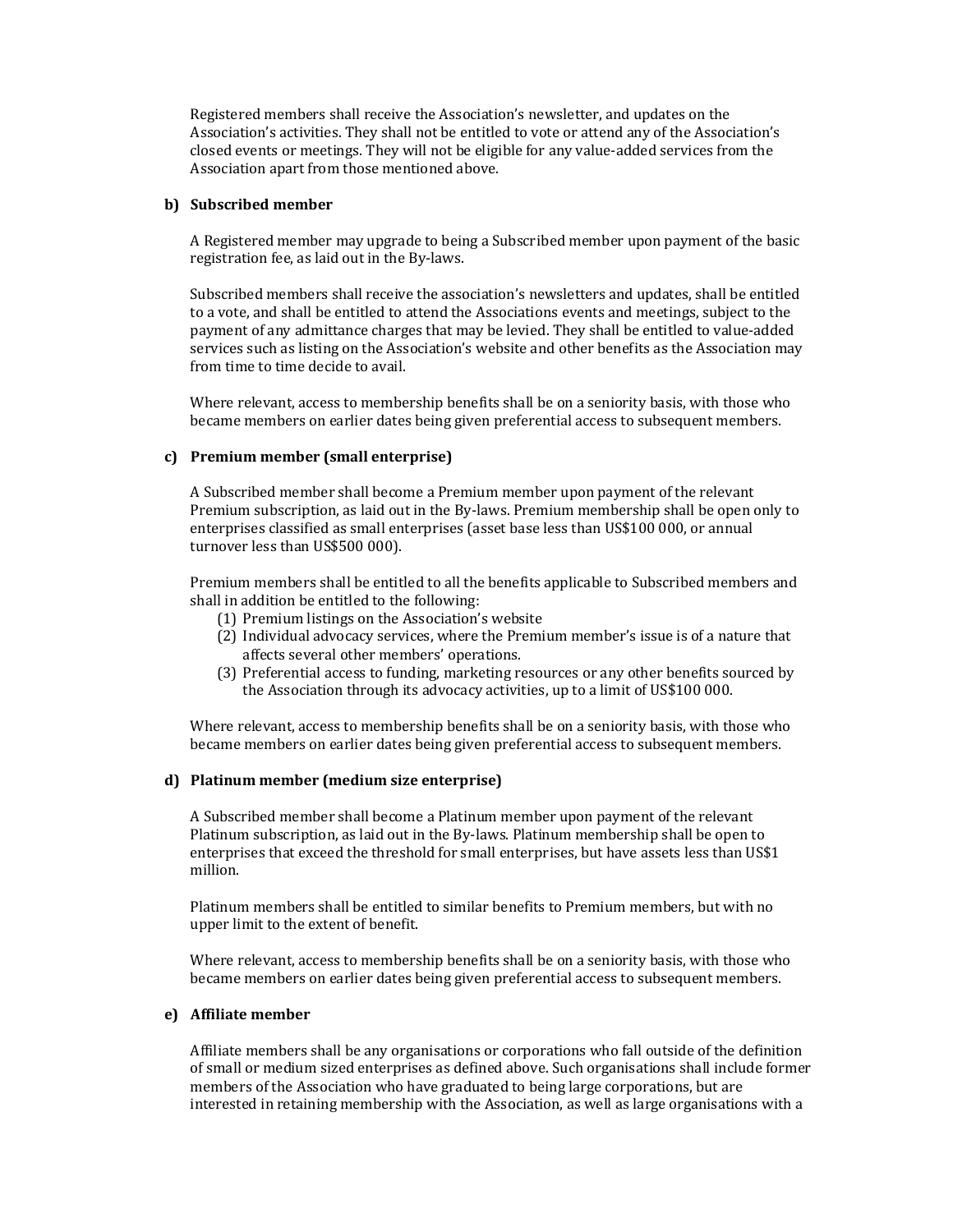Registered members shall receive the Association's newsletter, and updates on the Association's activities. They shall not be entitled to vote or attend any of the Association's closed events or meetings. They will not be eligible for any value-added services from the Association apart from those mentioned above.

**b) Subscribed member**

A Registered member may upgrade to being a Subscribed member upon payment of the basic registration fee, as laid out in the By-laws.

Subscribed members shall receive the association's newsletters and updates, shall be entitled to a vote, and shall be entitled to attend the Associations events and meetings, subject to the payment of any admittance charges that may be levied. They shall be entitled to value-added services such as listing on the Association's website and other benefits as the Association may from time to time decide to avail.

Where relevant, access to membership benefits shall be on a seniority basis, with those who became members on earlier dates being given preferential access to subsequent members.

**c) Premium member (small enterprise)**

A Subscribed member shall become a Premium member upon payment of the relevant Premium subscription, as laid out in the By-laws. Premium membership shall be open only to enterprises classified as small enterprises (asset base less than US$100 000, or annual turnover less than US$500 000).

Premium members shall be entitled to all the benefits applicable to Subscribed members and shall in addition be entitled to the following:

(1) Premium listings on the Association's website
(2) Individual advocacy services, where the Premium member's issue is of a nature that affects several other members' operations.
(3) Preferential access to funding, marketing resources or any other benefits sourced by the Association through its advocacy activities, up to a limit of US$100 000.

Where relevant, access to membership benefits shall be on a seniority basis, with those who became members on earlier dates being given preferential access to subsequent members.

**d) Platinum member (medium size enterprise)**

A Subscribed member shall become a Platinum member upon payment of the relevant Platinum subscription, as laid out in the By-laws. Platinum membership shall be open to enterprises that exceed the threshold for small enterprises, but have assets less than US$1 million.

Platinum members shall be entitled to similar benefits to Premium members, but with no upper limit to the extent of benefit.

Where relevant, access to membership benefits shall be on a seniority basis, with those who became members on earlier dates being given preferential access to subsequent members.

**e) Affiliate member**

Affiliate members shall be any organisations or corporations who fall outside of the definition of small or medium sized enterprises as defined above. Such organisations shall include former members of the Association who have graduated to being large corporations, but are interested in retaining membership with the Association, as well as large organisations with a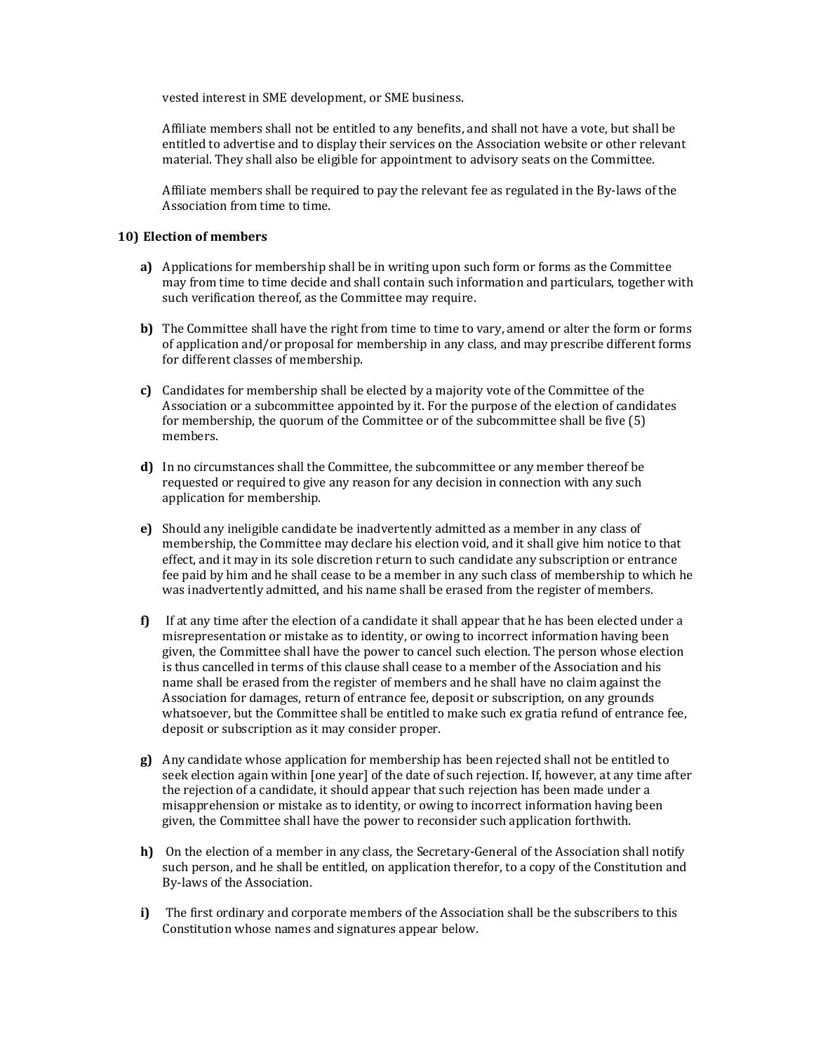vested interest in SME development, or SME business.

Affiliate members shall not be entitled to any benefits, and shall not have a vote, but shall be entitled to advertise and to display their services on the Association website or other relevant material. They shall also be eligible for appointment to advisory seats on the Committee.

Affiliate members shall be required to pay the relevant fee as regulated in the By-laws of the Association from time to time.

**10) Election of members**

**a)** Applications for membership shall be in writing upon such form or forms as the Committee may from time to time decide and shall contain such information and particulars, together with such verification thereof, as the Committee may require.

**b)** The Committee shall have the right from time to time to vary, amend or alter the form or forms of application and/or proposal for membership in any class, and may prescribe different forms for different classes of membership.

**c)** Candidates for membership shall be elected by a majority vote of the Committee of the Association or a subcommittee appointed by it. For the purpose of the election of candidates for membership, the quorum of the Committee or of the subcommittee shall be five (5) members.

**d)** In no circumstances shall the Committee, the subcommittee or any member thereof be requested or required to give any reason for any decision in connection with any such application for membership.

**e)** Should any ineligible candidate be inadvertently admitted as a member in any class of membership, the Committee may declare his election void, and it shall give him notice to that effect, and it may in its sole discretion return to such candidate any subscription or entrance fee paid by him and he shall cease to be a member in any such class of membership to which he was inadvertently admitted, and his name shall be erased from the register of members.

**f)** If at any time after the election of a candidate it shall appear that he has been elected under a misrepresentation or mistake as to identity, or owing to incorrect information having been given, the Committee shall have the power to cancel such election. The person whose election is thus cancelled in terms of this clause shall cease to a member of the Association and his name shall be erased from the register of members and he shall have no claim against the Association for damages, return of entrance fee, deposit or subscription, on any grounds whatsoever, but the Committee shall be entitled to make such ex gratia refund of entrance fee, deposit or subscription as it may consider proper.

**g)** Any candidate whose application for membership has been rejected shall not be entitled to seek election again within [one year] of the date of such rejection. If, however, at any time after the rejection of a candidate, it should appear that such rejection has been made under a misapprehension or mistake as to identity, or owing to incorrect information having been given, the Committee shall have the power to reconsider such application forthwith.

**h)** On the election of a member in any class, the Secretary-General of the Association shall notify such person, and he shall be entitled, on application therefor, to a copy of the Constitution and By-laws of the Association.

**i)** The first ordinary and corporate members of the Association shall be the subscribers to this Constitution whose names and signatures appear below.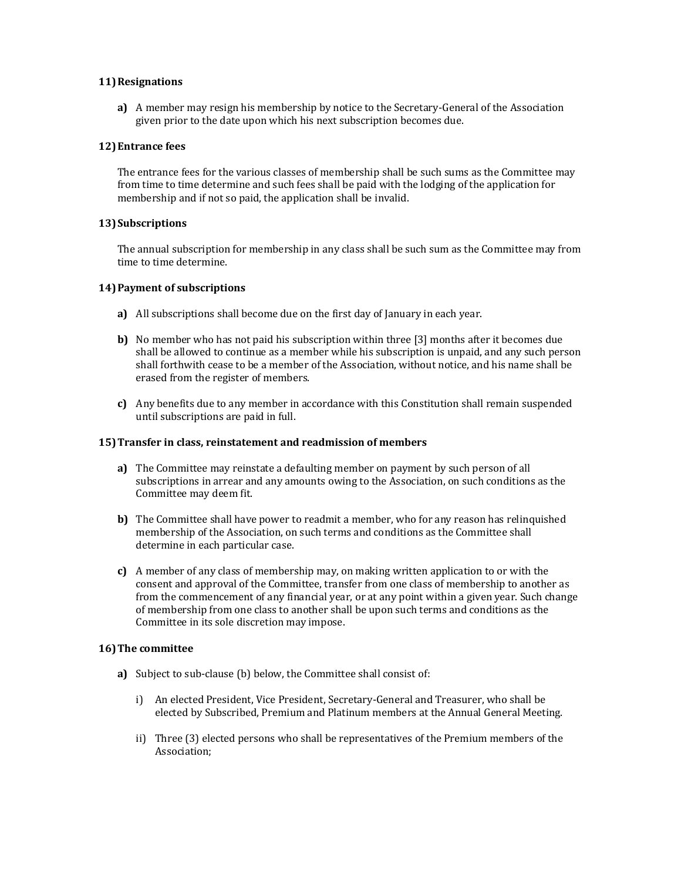### 11) Resignations

**a)** A member may resign his membership by notice to the Secretary-General of the Association given prior to the date upon which his next subscription becomes due.

### 12) Entrance fees

The entrance fees for the various classes of membership shall be such sums as the Committee may from time to time determine and such fees shall be paid with the lodging of the application for membership and if not so paid, the application shall be invalid.

### 13) Subscriptions

The annual subscription for membership in any class shall be such sum as the Committee may from time to time determine.

### 14) Payment of subscriptions

**a)** All subscriptions shall become due on the first day of January in each year.

**b)** No member who has not paid his subscription within three [3] months after it becomes due shall be allowed to continue as a member while his subscription is unpaid, and any such person shall forthwith cease to be a member of the Association, without notice, and his name shall be erased from the register of members.

**c)** Any benefits due to any member in accordance with this Constitution shall remain suspended until subscriptions are paid in full.

### 15) Transfer in class, reinstatement and readmission of members

**a)** The Committee may reinstate a defaulting member on payment by such person of all subscriptions in arrear and any amounts owing to the Association, on such conditions as the Committee may deem fit.

**b)** The Committee shall have power to readmit a member, who for any reason has relinquished membership of the Association, on such terms and conditions as the Committee shall determine in each particular case.

**c)** A member of any class of membership may, on making written application to or with the consent and approval of the Committee, transfer from one class of membership to another as from the commencement of any financial year, or at any point within a given year. Such change of membership from one class to another shall be upon such terms and conditions as the Committee in its sole discretion may impose.

### 16) The committee

**a)** Subject to sub-clause (b) below, the Committee shall consist of:

i) An elected President, Vice President, Secretary-General and Treasurer, who shall be elected by Subscribed, Premium and Platinum members at the Annual General Meeting.

ii) Three (3) elected persons who shall be representatives of the Premium members of the Association;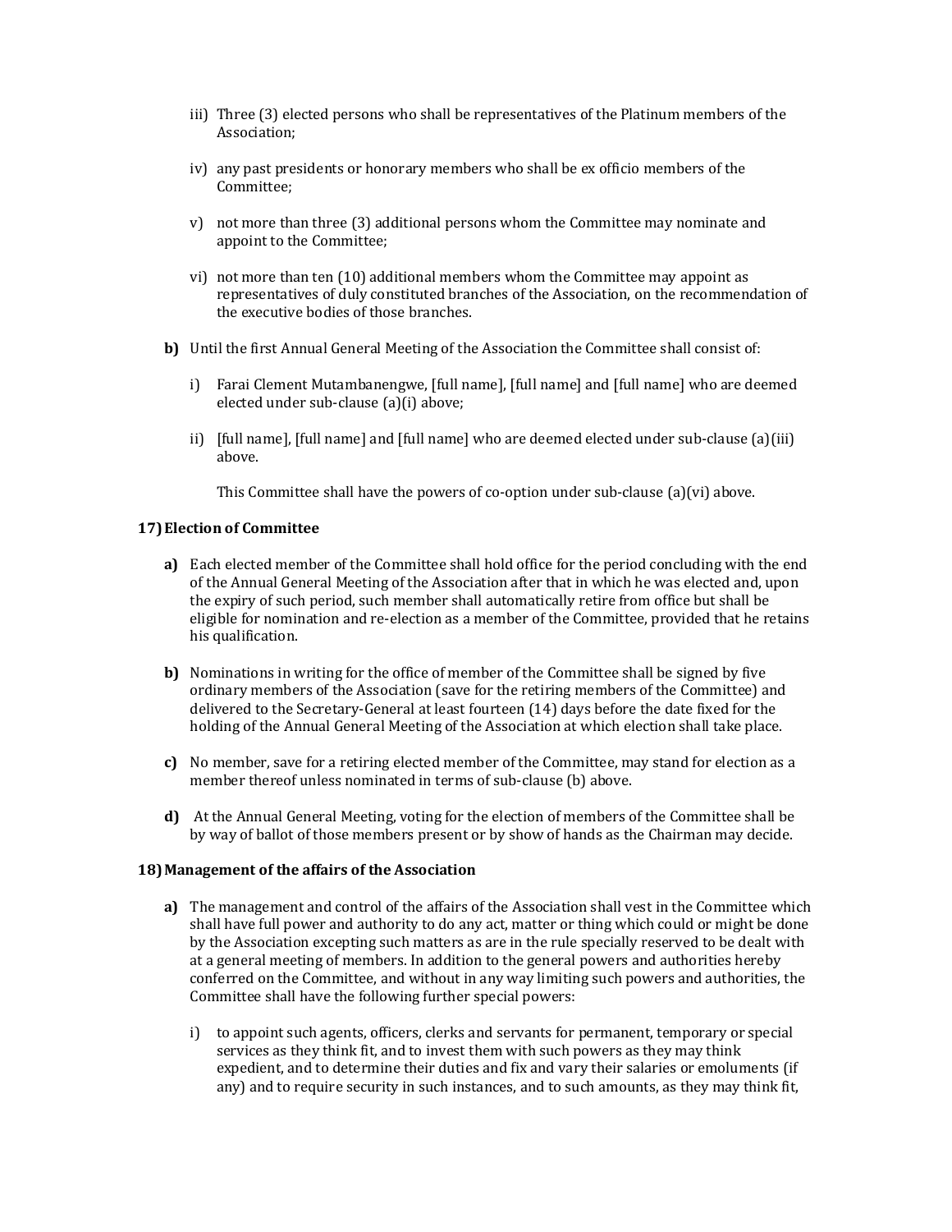iii) Three (3) elected persons who shall be representatives of the Platinum members of the Association;

iv) any past presidents or honorary members who shall be ex officio members of the Committee;

v) not more than three (3) additional persons whom the Committee may nominate and appoint to the Committee;

vi) not more than ten (10) additional members whom the Committee may appoint as representatives of duly constituted branches of the Association, on the recommendation of the executive bodies of those branches.

**b)** Until the first Annual General Meeting of the Association the Committee shall consist of:

i) Farai Clement Mutambanengwe, [full name], [full name] and [full name] who are deemed elected under sub-clause (a)(i) above;

ii) [full name], [full name] and [full name] who are deemed elected under sub-clause (a)(iii) above.

This Committee shall have the powers of co-option under sub-clause (a)(vi) above.

**17) Election of Committee**

**a)** Each elected member of the Committee shall hold office for the period concluding with the end of the Annual General Meeting of the Association after that in which he was elected and, upon the expiry of such period, such member shall automatically retire from office but shall be eligible for nomination and re-election as a member of the Committee, provided that he retains his qualification.

**b)** Nominations in writing for the office of member of the Committee shall be signed by five ordinary members of the Association (save for the retiring members of the Committee) and delivered to the Secretary-General at least fourteen (14) days before the date fixed for the holding of the Annual General Meeting of the Association at which election shall take place.

**c)** No member, save for a retiring elected member of the Committee, may stand for election as a member thereof unless nominated in terms of sub-clause (b) above.

**d)** At the Annual General Meeting, voting for the election of members of the Committee shall be by way of ballot of those members present or by show of hands as the Chairman may decide.

**18) Management of the affairs of the Association**

**a)** The management and control of the affairs of the Association shall vest in the Committee which shall have full power and authority to do any act, matter or thing which could or might be done by the Association excepting such matters as are in the rule specially reserved to be dealt with at a general meeting of members. In addition to the general powers and authorities hereby conferred on the Committee, and without in any way limiting such powers and authorities, the Committee shall have the following further special powers:

i) to appoint such agents, officers, clerks and servants for permanent, temporary or special services as they think fit, and to invest them with such powers as they may think expedient, and to determine their duties and fix and vary their salaries or emoluments (if any) and to require security in such instances, and to such amounts, as they may think fit,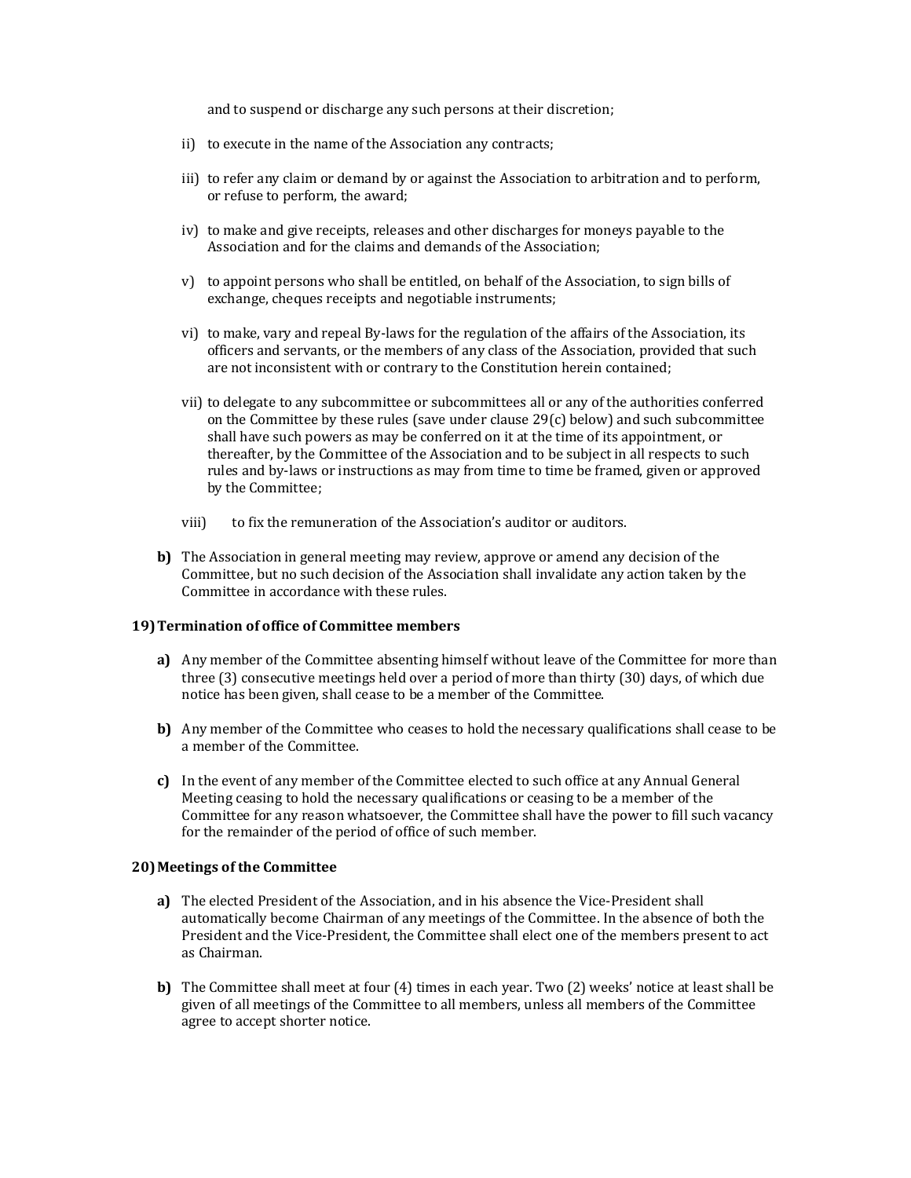and to suspend or discharge any such persons at their discretion;

ii) to execute in the name of the Association any contracts;

iii) to refer any claim or demand by or against the Association to arbitration and to perform, or refuse to perform, the award;

iv) to make and give receipts, releases and other discharges for moneys payable to the Association and for the claims and demands of the Association;

v) to appoint persons who shall be entitled, on behalf of the Association, to sign bills of exchange, cheques receipts and negotiable instruments;

vi) to make, vary and repeal By-laws for the regulation of the affairs of the Association, its officers and servants, or the members of any class of the Association, provided that such are not inconsistent with or contrary to the Constitution herein contained;

vii) to delegate to any subcommittee or subcommittees all or any of the authorities conferred on the Committee by these rules (save under clause 29(c) below) and such subcommittee shall have such powers as may be conferred on it at the time of its appointment, or thereafter, by the Committee of the Association and to be subject in all respects to such rules and by-laws or instructions as may from time to time be framed, given or approved by the Committee;

viii) to fix the remuneration of the Association's auditor or auditors.

**b)** The Association in general meeting may review, approve or amend any decision of the Committee, but no such decision of the Association shall invalidate any action taken by the Committee in accordance with these rules.

### 19) Termination of office of Committee members

**a)** Any member of the Committee absenting himself without leave of the Committee for more than three (3) consecutive meetings held over a period of more than thirty (30) days, of which due notice has been given, shall cease to be a member of the Committee.

**b)** Any member of the Committee who ceases to hold the necessary qualifications shall cease to be a member of the Committee.

**c)** In the event of any member of the Committee elected to such office at any Annual General Meeting ceasing to hold the necessary qualifications or ceasing to be a member of the Committee for any reason whatsoever, the Committee shall have the power to fill such vacancy for the remainder of the period of office of such member.

### 20) Meetings of the Committee

**a)** The elected President of the Association, and in his absence the Vice-President shall automatically become Chairman of any meetings of the Committee. In the absence of both the President and the Vice-President, the Committee shall elect one of the members present to act as Chairman.

**b)** The Committee shall meet at four (4) times in each year. Two (2) weeks' notice at least shall be given of all meetings of the Committee to all members, unless all members of the Committee agree to accept shorter notice.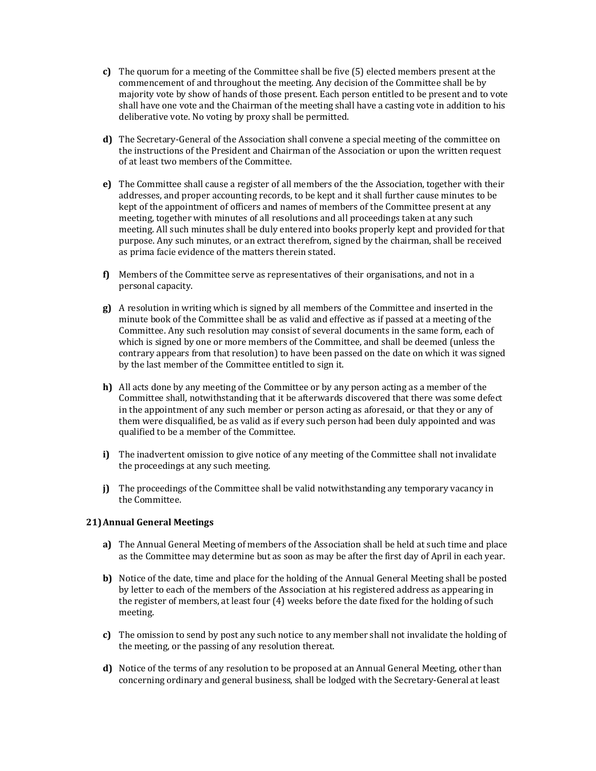**c)** The quorum for a meeting of the Committee shall be five (5) elected members present at the commencement of and throughout the meeting. Any decision of the Committee shall be by majority vote by show of hands of those present. Each person entitled to be present and to vote shall have one vote and the Chairman of the meeting shall have a casting vote in addition to his deliberative vote. No voting by proxy shall be permitted.

**d)** The Secretary-General of the Association shall convene a special meeting of the committee on the instructions of the President and Chairman of the Association or upon the written request of at least two members of the Committee.

**e)** The Committee shall cause a register of all members of the the Association, together with their addresses, and proper accounting records, to be kept and it shall further cause minutes to be kept of the appointment of officers and names of members of the Committee present at any meeting, together with minutes of all resolutions and all proceedings taken at any such meeting. All such minutes shall be duly entered into books properly kept and provided for that purpose. Any such minutes, or an extract therefrom, signed by the chairman, shall be received as prima facie evidence of the matters therein stated.

**f)** Members of the Committee serve as representatives of their organisations, and not in a personal capacity.

**g)** A resolution in writing which is signed by all members of the Committee and inserted in the minute book of the Committee shall be as valid and effective as if passed at a meeting of the Committee. Any such resolution may consist of several documents in the same form, each of which is signed by one or more members of the Committee, and shall be deemed (unless the contrary appears from that resolution) to have been passed on the date on which it was signed by the last member of the Committee entitled to sign it.

**h)** All acts done by any meeting of the Committee or by any person acting as a member of the Committee shall, notwithstanding that it be afterwards discovered that there was some defect in the appointment of any such member or person acting as aforesaid, or that they or any of them were disqualified, be as valid as if every such person had been duly appointed and was qualified to be a member of the Committee.

**i)** The inadvertent omission to give notice of any meeting of the Committee shall not invalidate the proceedings at any such meeting.

**j)** The proceedings of the Committee shall be valid notwithstanding any temporary vacancy in the Committee.

**21) Annual General Meetings**

**a)** The Annual General Meeting of members of the Association shall be held at such time and place as the Committee may determine but as soon as may be after the first day of April in each year.

**b)** Notice of the date, time and place for the holding of the Annual General Meeting shall be posted by letter to each of the members of the Association at his registered address as appearing in the register of members, at least four (4) weeks before the date fixed for the holding of such meeting.

**c)** The omission to send by post any such notice to any member shall not invalidate the holding of the meeting, or the passing of any resolution thereat.

**d)** Notice of the terms of any resolution to be proposed at an Annual General Meeting, other than concerning ordinary and general business, shall be lodged with the Secretary-General at least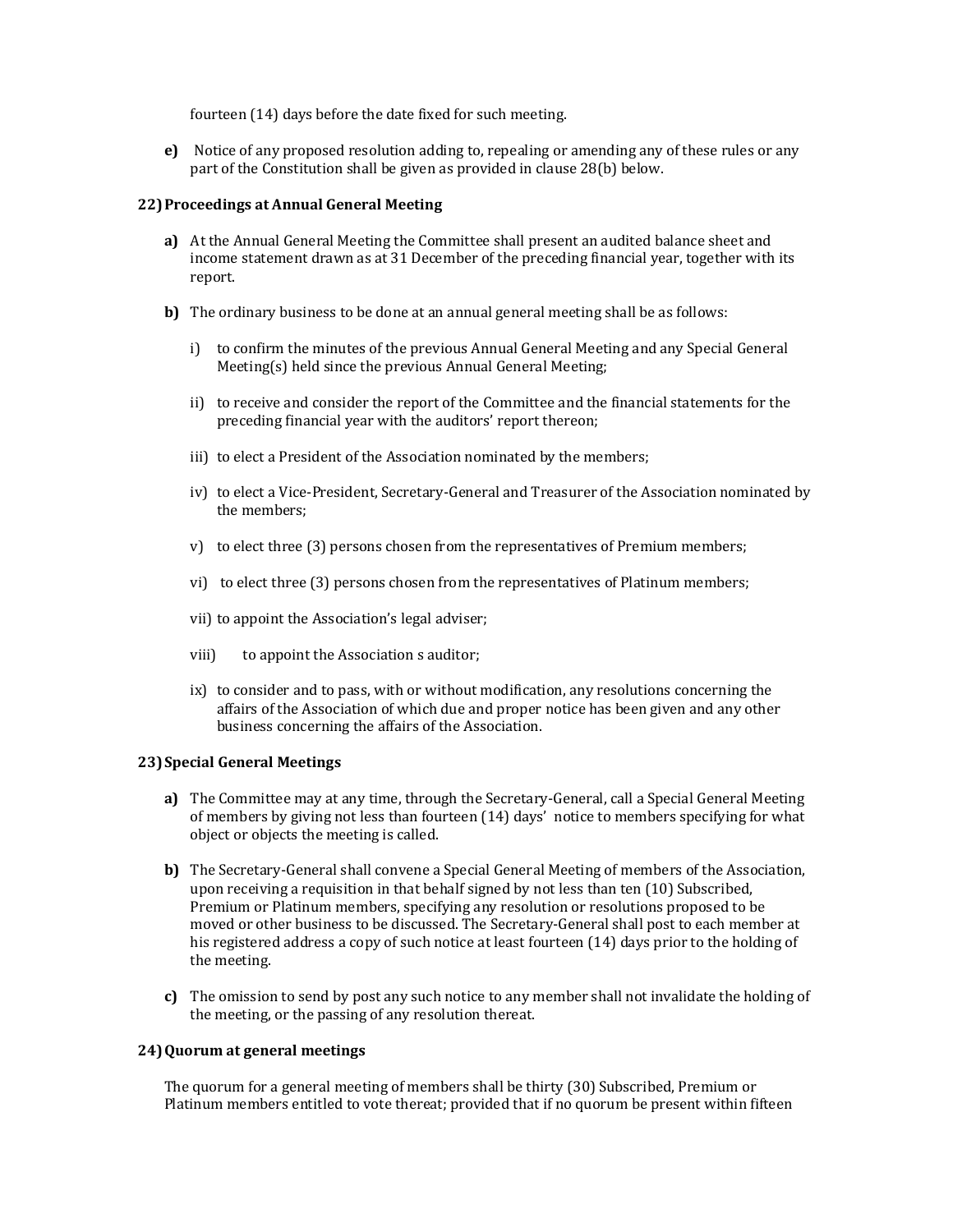fourteen (14) days before the date fixed for such meeting.

**e)** Notice of any proposed resolution adding to, repealing or amending any of these rules or any part of the Constitution shall be given as provided in clause 28(b) below.

## 22) Proceedings at Annual General Meeting

**a)** At the Annual General Meeting the Committee shall present an audited balance sheet and income statement drawn as at 31 December of the preceding financial year, together with its report.

**b)** The ordinary business to be done at an annual general meeting shall be as follows:

- i) to confirm the minutes of the previous Annual General Meeting and any Special General Meeting(s) held since the previous Annual General Meeting;
- ii) to receive and consider the report of the Committee and the financial statements for the preceding financial year with the auditors' report thereon;
- iii) to elect a President of the Association nominated by the members;
- iv) to elect a Vice-President, Secretary-General and Treasurer of the Association nominated by the members;
- v) to elect three (3) persons chosen from the representatives of Premium members;
- vi) to elect three (3) persons chosen from the representatives of Platinum members;
- vii) to appoint the Association's legal adviser;
- viii) to appoint the Association s auditor;
- ix) to consider and to pass, with or without modification, any resolutions concerning the affairs of the Association of which due and proper notice has been given and any other business concerning the affairs of the Association.

## 23) Special General Meetings

**a)** The Committee may at any time, through the Secretary-General, call a Special General Meeting of members by giving not less than fourteen (14) days' notice to members specifying for what object or objects the meeting is called.

**b)** The Secretary-General shall convene a Special General Meeting of members of the Association, upon receiving a requisition in that behalf signed by not less than ten (10) Subscribed, Premium or Platinum members, specifying any resolution or resolutions proposed to be moved or other business to be discussed. The Secretary-General shall post to each member at his registered address a copy of such notice at least fourteen (14) days prior to the holding of the meeting.

**c)** The omission to send by post any such notice to any member shall not invalidate the holding of the meeting, or the passing of any resolution thereat.

## 24) Quorum at general meetings

The quorum for a general meeting of members shall be thirty (30) Subscribed, Premium or Platinum members entitled to vote thereat; provided that if no quorum be present within fifteen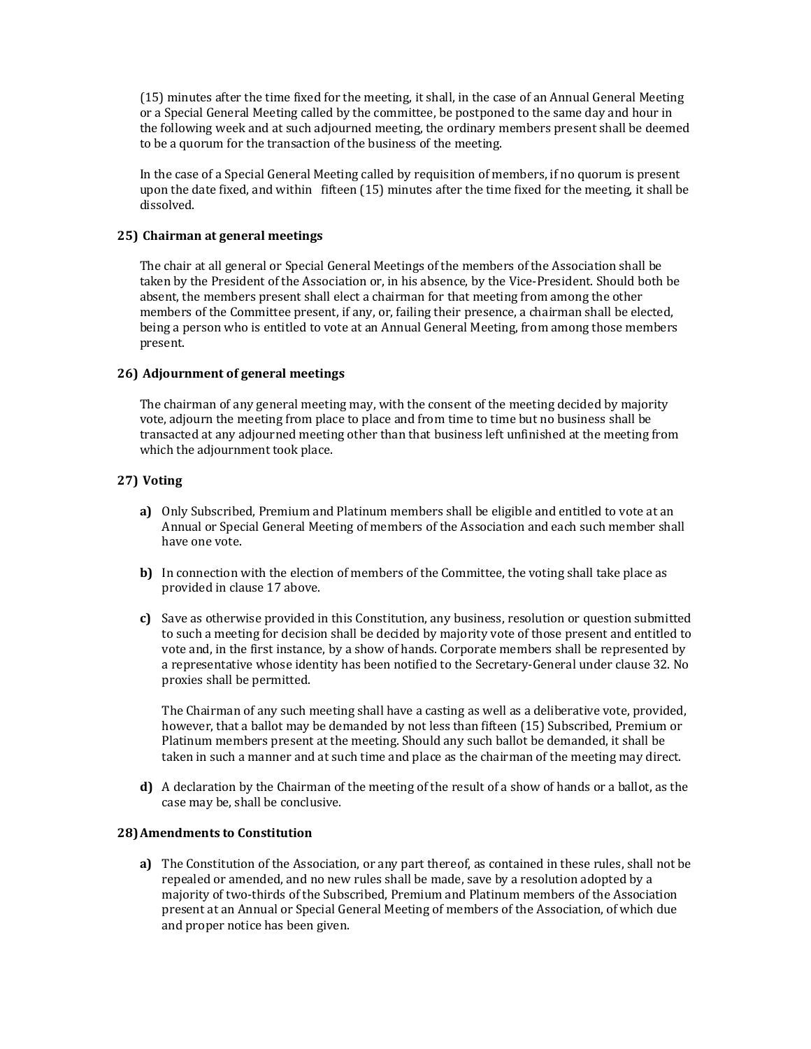(15) minutes after the time fixed for the meeting, it shall, in the case of an Annual General Meeting or a Special General Meeting called by the committee, be postponed to the same day and hour in the following week and at such adjourned meeting, the ordinary members present shall be deemed to be a quorum for the transaction of the business of the meeting.

In the case of a Special General Meeting called by requisition of members, if no quorum is present upon the date fixed, and within fifteen (15) minutes after the time fixed for the meeting, it shall be dissolved.

**25) Chairman at general meetings**

The chair at all general or Special General Meetings of the members of the Association shall be taken by the President of the Association or, in his absence, by the Vice-President. Should both be absent, the members present shall elect a chairman for that meeting from among the other members of the Committee present, if any, or, failing their presence, a chairman shall be elected, being a person who is entitled to vote at an Annual General Meeting, from among those members present.

**26) Adjournment of general meetings**

The chairman of any general meeting may, with the consent of the meeting decided by majority vote, adjourn the meeting from place to place and from time to time but no business shall be transacted at any adjourned meeting other than that business left unfinished at the meeting from which the adjournment took place.

**27) Voting**

**a)** Only Subscribed, Premium and Platinum members shall be eligible and entitled to vote at an Annual or Special General Meeting of members of the Association and each such member shall have one vote.

**b)** In connection with the election of members of the Committee, the voting shall take place as provided in clause 17 above.

**c)** Save as otherwise provided in this Constitution, any business, resolution or question submitted to such a meeting for decision shall be decided by majority vote of those present and entitled to vote and, in the first instance, by a show of hands. Corporate members shall be represented by a representative whose identity has been notified to the Secretary-General under clause 32. No proxies shall be permitted.

The Chairman of any such meeting shall have a casting as well as a deliberative vote, provided, however, that a ballot may be demanded by not less than fifteen (15) Subscribed, Premium or Platinum members present at the meeting. Should any such ballot be demanded, it shall be taken in such a manner and at such time and place as the chairman of the meeting may direct.

**d)** A declaration by the Chairman of the meeting of the result of a show of hands or a ballot, as the case may be, shall be conclusive.

**28) Amendments to Constitution**

**a)** The Constitution of the Association, or any part thereof, as contained in these rules, shall not be repealed or amended, and no new rules shall be made, save by a resolution adopted by a majority of two-thirds of the Subscribed, Premium and Platinum members of the Association present at an Annual or Special General Meeting of members of the Association, of which due and proper notice has been given.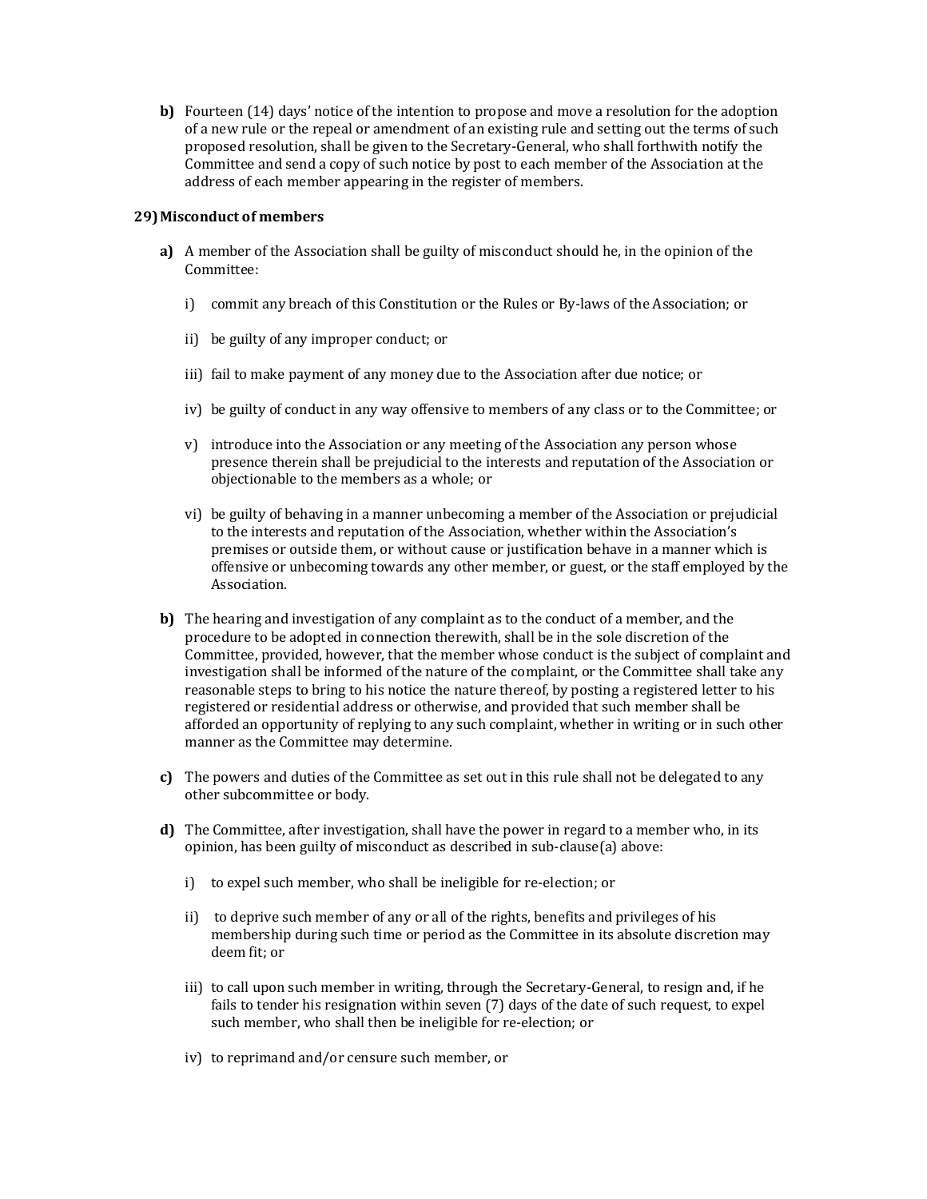**b)** Fourteen (14) days' notice of the intention to propose and move a resolution for the adoption of a new rule or the repeal or amendment of an existing rule and setting out the terms of such proposed resolution, shall be given to the Secretary-General, who shall forthwith notify the Committee and send a copy of such notice by post to each member of the Association at the address of each member appearing in the register of members.

**29) Misconduct of members**

**a)** A member of the Association shall be guilty of misconduct should he, in the opinion of the Committee:

i) commit any breach of this Constitution or the Rules or By-laws of the Association; or

ii) be guilty of any improper conduct; or

iii) fail to make payment of any money due to the Association after due notice; or

iv) be guilty of conduct in any way offensive to members of any class or to the Committee; or

v) introduce into the Association or any meeting of the Association any person whose presence therein shall be prejudicial to the interests and reputation of the Association or objectionable to the members as a whole; or

vi) be guilty of behaving in a manner unbecoming a member of the Association or prejudicial to the interests and reputation of the Association, whether within the Association's premises or outside them, or without cause or justification behave in a manner which is offensive or unbecoming towards any other member, or guest, or the staff employed by the Association.

**b)** The hearing and investigation of any complaint as to the conduct of a member, and the procedure to be adopted in connection therewith, shall be in the sole discretion of the Committee, provided, however, that the member whose conduct is the subject of complaint and investigation shall be informed of the nature of the complaint, or the Committee shall take any reasonable steps to bring to his notice the nature thereof, by posting a registered letter to his registered or residential address or otherwise, and provided that such member shall be afforded an opportunity of replying to any such complaint, whether in writing or in such other manner as the Committee may determine.

**c)** The powers and duties of the Committee as set out in this rule shall not be delegated to any other subcommittee or body.

**d)** The Committee, after investigation, shall have the power in regard to a member who, in its opinion, has been guilty of misconduct as described in sub-clause(a) above:

i) to expel such member, who shall be ineligible for re-election; or

ii) to deprive such member of any or all of the rights, benefits and privileges of his membership during such time or period as the Committee in its absolute discretion may deem fit; or

iii) to call upon such member in writing, through the Secretary-General, to resign and, if he fails to tender his resignation within seven (7) days of the date of such request, to expel such member, who shall then be ineligible for re-election; or

iv) to reprimand and/or censure such member, or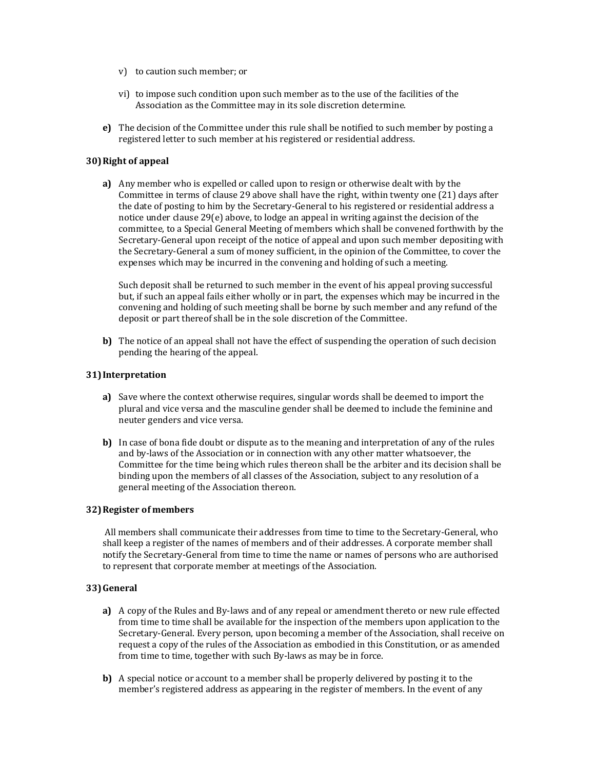v) to caution such member; or

vi) to impose such condition upon such member as to the use of the facilities of the Association as the Committee may in its sole discretion determine.

**e)** The decision of the Committee under this rule shall be notified to such member by posting a registered letter to such member at his registered or residential address.

### 30) Right of appeal

**a)** Any member who is expelled or called upon to resign or otherwise dealt with by the Committee in terms of clause 29 above shall have the right, within twenty one (21) days after the date of posting to him by the Secretary-General to his registered or residential address a notice under clause 29(e) above, to lodge an appeal in writing against the decision of the committee, to a Special General Meeting of members which shall be convened forthwith by the Secretary-General upon receipt of the notice of appeal and upon such member depositing with the Secretary-General a sum of money sufficient, in the opinion of the Committee, to cover the expenses which may be incurred in the convening and holding of such a meeting.

Such deposit shall be returned to such member in the event of his appeal proving successful but, if such an appeal fails either wholly or in part, the expenses which may be incurred in the convening and holding of such meeting shall be borne by such member and any refund of the deposit or part thereof shall be in the sole discretion of the Committee.

**b)** The notice of an appeal shall not have the effect of suspending the operation of such decision pending the hearing of the appeal.

### 31) Interpretation

**a)** Save where the context otherwise requires, singular words shall be deemed to import the plural and vice versa and the masculine gender shall be deemed to include the feminine and neuter genders and vice versa.

**b)** In case of bona fide doubt or dispute as to the meaning and interpretation of any of the rules and by-laws of the Association or in connection with any other matter whatsoever, the Committee for the time being which rules thereon shall be the arbiter and its decision shall be binding upon the members of all classes of the Association, subject to any resolution of a general meeting of the Association thereon.

### 32) Register of members

All members shall communicate their addresses from time to time to the Secretary-General, who shall keep a register of the names of members and of their addresses. A corporate member shall notify the Secretary-General from time to time the name or names of persons who are authorised to represent that corporate member at meetings of the Association.

### 33) General

**a)** A copy of the Rules and By-laws and of any repeal or amendment thereto or new rule effected from time to time shall be available for the inspection of the members upon application to the Secretary-General. Every person, upon becoming a member of the Association, shall receive on request a copy of the rules of the Association as embodied in this Constitution, or as amended from time to time, together with such By-laws as may be in force.

**b)** A special notice or account to a member shall be properly delivered by posting it to the member's registered address as appearing in the register of members. In the event of any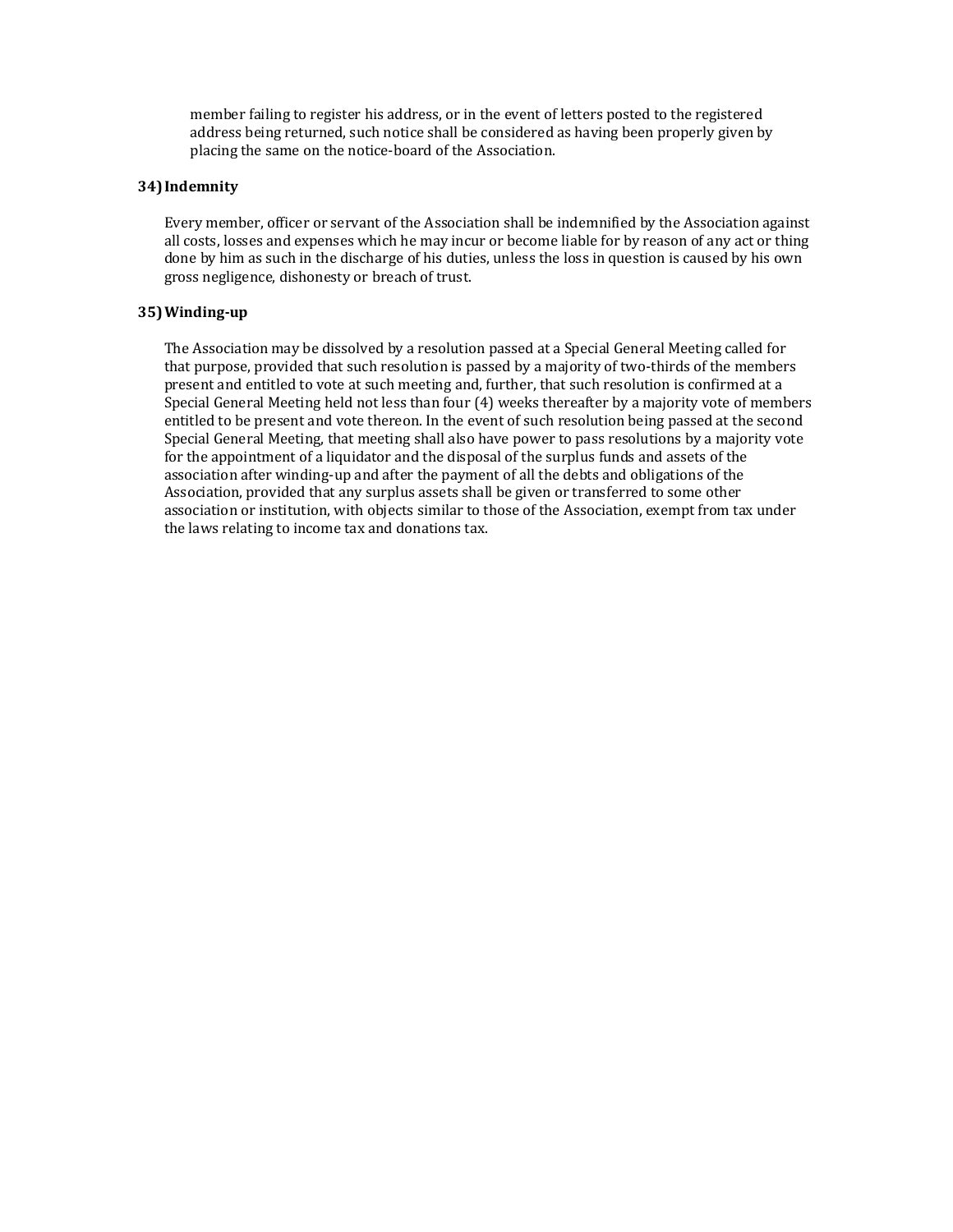member failing to register his address, or in the event of letters posted to the registered address being returned, such notice shall be considered as having been properly given by placing the same on the notice-board of the Association.

**34) Indemnity**

Every member, officer or servant of the Association shall be indemnified by the Association against all costs, losses and expenses which he may incur or become liable for by reason of any act or thing done by him as such in the discharge of his duties, unless the loss in question is caused by his own gross negligence, dishonesty or breach of trust.

**35) Winding-up**

The Association may be dissolved by a resolution passed at a Special General Meeting called for that purpose, provided that such resolution is passed by a majority of two-thirds of the members present and entitled to vote at such meeting and, further, that such resolution is confirmed at a Special General Meeting held not less than four (4) weeks thereafter by a majority vote of members entitled to be present and vote thereon. In the event of such resolution being passed at the second Special General Meeting, that meeting shall also have power to pass resolutions by a majority vote for the appointment of a liquidator and the disposal of the surplus funds and assets of the association after winding-up and after the payment of all the debts and obligations of the Association, provided that any surplus assets shall be given or transferred to some other association or institution, with objects similar to those of the Association, exempt from tax under the laws relating to income tax and donations tax.